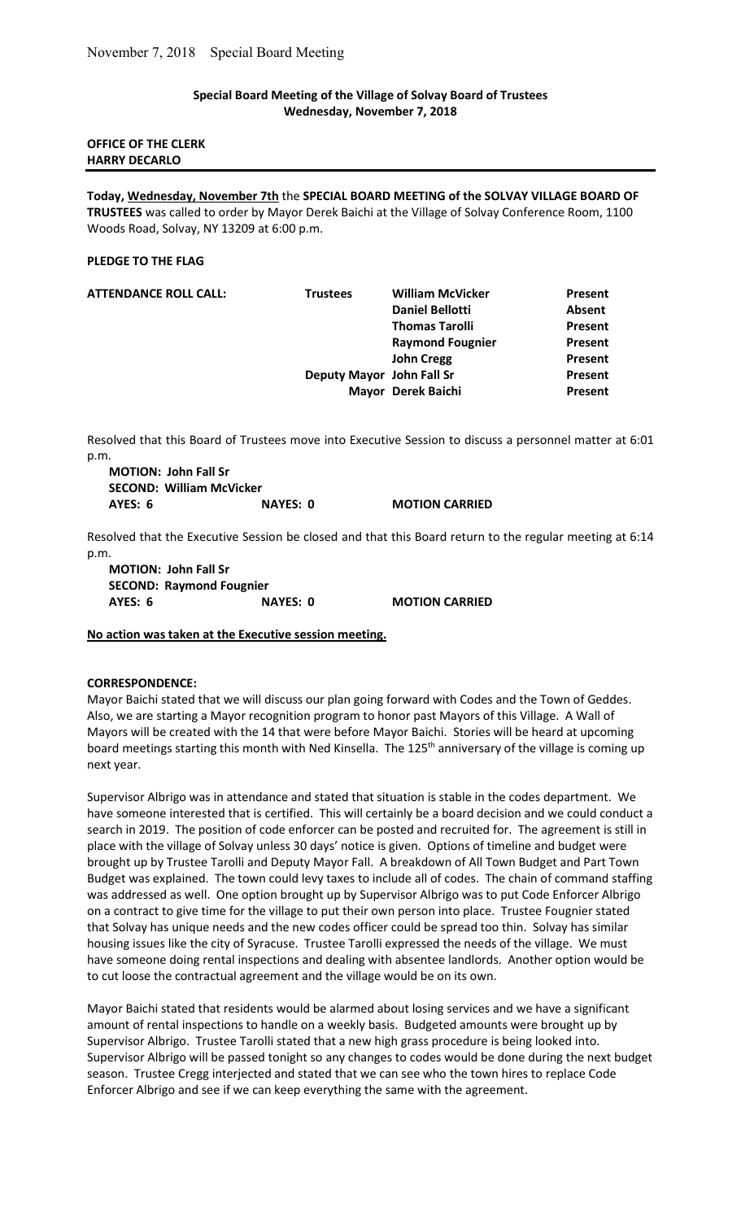## Special Board Meeting of the Village of Solvay Board of Trustees
## Wednesday, November 7, 2018

**OFFICE OF THE CLERK**
**HARRY DECARLO**

---

**Today, Wednesday, November 7th** the **SPECIAL BOARD MEETING of the SOLVAY VILLAGE BOARD OF TRUSTEES** was called to order by Mayor Derek Baichi at the Village of Solvay Conference Room, 1100 Woods Road, Solvay, NY 13209 at 6:00 p.m.

**PLEDGE TO THE FLAG**

| **ATTENDANCE ROLL CALL:** | **Trustees** | **William McVicker** | **Present** |
|---|---|---|---|
| | | **Daniel Bellotti** | **Absent** |
| | | **Thomas Tarolli** | **Present** |
| | | **Raymond Fougnier** | **Present** |
| | | **John Cregg** | **Present** |
| | **Deputy Mayor** | **John Fall Sr** | **Present** |
| | **Mayor** | **Derek Baichi** | **Present** |

Resolved that this Board of Trustees move into Executive Session to discuss a personnel matter at 6:01 p.m.

**MOTION: John Fall Sr**
**SECOND: William McVicker**
**AYES: 6 NAYES: 0 MOTION CARRIED**

Resolved that the Executive Session be closed and that this Board return to the regular meeting at 6:14 p.m.

**MOTION: John Fall Sr**
**SECOND: Raymond Fougnier**
**AYES: 6 NAYES: 0 MOTION CARRIED**

**No action was taken at the Executive session meeting.**

**CORRESPONDENCE:**

Mayor Baichi stated that we will discuss our plan going forward with Codes and the Town of Geddes. Also, we are starting a Mayor recognition program to honor past Mayors of this Village. A Wall of Mayors will be created with the 14 that were before Mayor Baichi. Stories will be heard at upcoming board meetings starting this month with Ned Kinsella. The 125th anniversary of the village is coming up next year.

Supervisor Albrigo was in attendance and stated that situation is stable in the codes department. We have someone interested that is certified. This will certainly be a board decision and we could conduct a search in 2019. The position of code enforcer can be posted and recruited for. The agreement is still in place with the village of Solvay unless 30 days' notice is given. Options of timeline and budget were brought up by Trustee Tarolli and Deputy Mayor Fall. A breakdown of All Town Budget and Part Town Budget was explained. The town could levy taxes to include all of codes. The chain of command staffing was addressed as well. One option brought up by Supervisor Albrigo was to put Code Enforcer Albrigo on a contract to give time for the village to put their own person into place. Trustee Fougnier stated that Solvay has unique needs and the new codes officer could be spread too thin. Solvay has similar housing issues like the city of Syracuse. Trustee Tarolli expressed the needs of the village. We must have someone doing rental inspections and dealing with absentee landlords. Another option would be to cut loose the contractual agreement and the village would be on its own.

Mayor Baichi stated that residents would be alarmed about losing services and we have a significant amount of rental inspections to handle on a weekly basis. Budgeted amounts were brought up by Supervisor Albrigo. Trustee Tarolli stated that a new high grass procedure is being looked into. Supervisor Albrigo will be passed tonight so any changes to codes would be done during the next budget season. Trustee Cregg interjected and stated that we can see who the town hires to replace Code Enforcer Albrigo and see if we can keep everything the same with the agreement.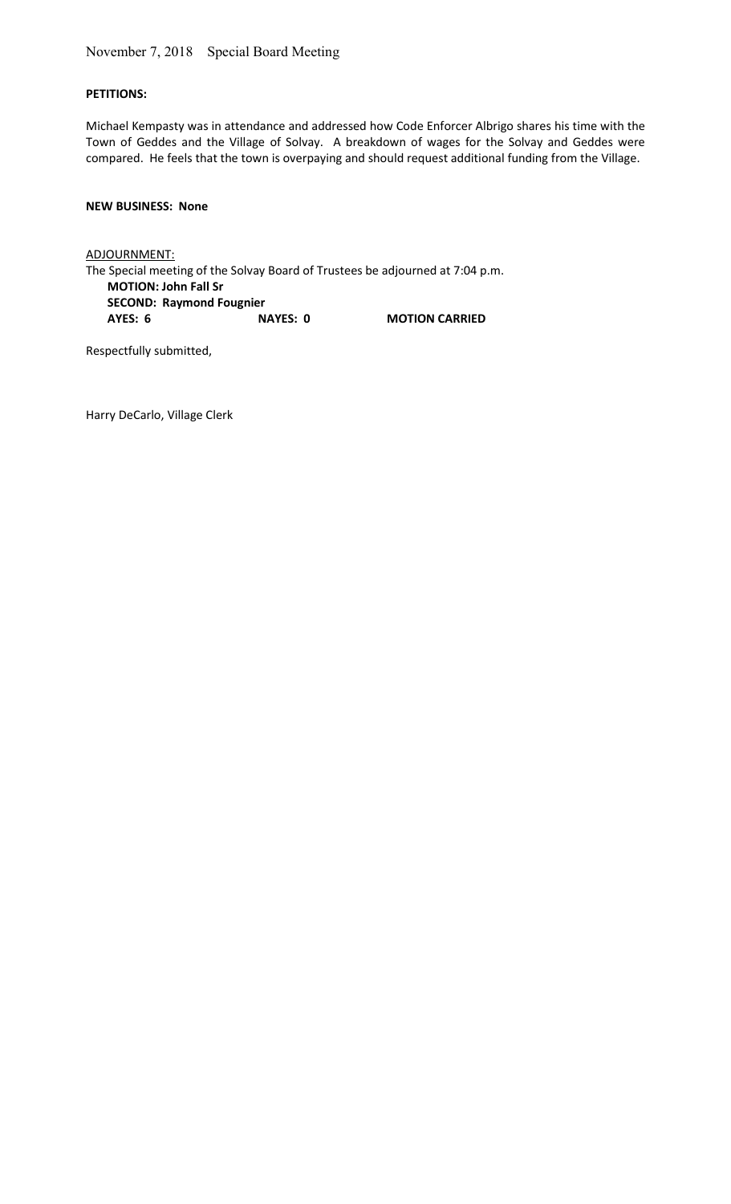**PETITIONS:**

Michael Kempasty was in attendance and addressed how Code Enforcer Albrigo shares his time with the Town of Geddes and the Village of Solvay. A breakdown of wages for the Solvay and Geddes were compared. He feels that the town is overpaying and should request additional funding from the Village.

**NEW BUSINESS: None**

ADJOURNMENT:

The Special meeting of the Solvay Board of Trustees be adjourned at 7:04 p.m.

**MOTION: John Fall Sr**
**SECOND: Raymond Fougnier**
**AYES: 6** **NAYES: 0** **MOTION CARRIED**

Respectfully submitted,

Harry DeCarlo, Village Clerk